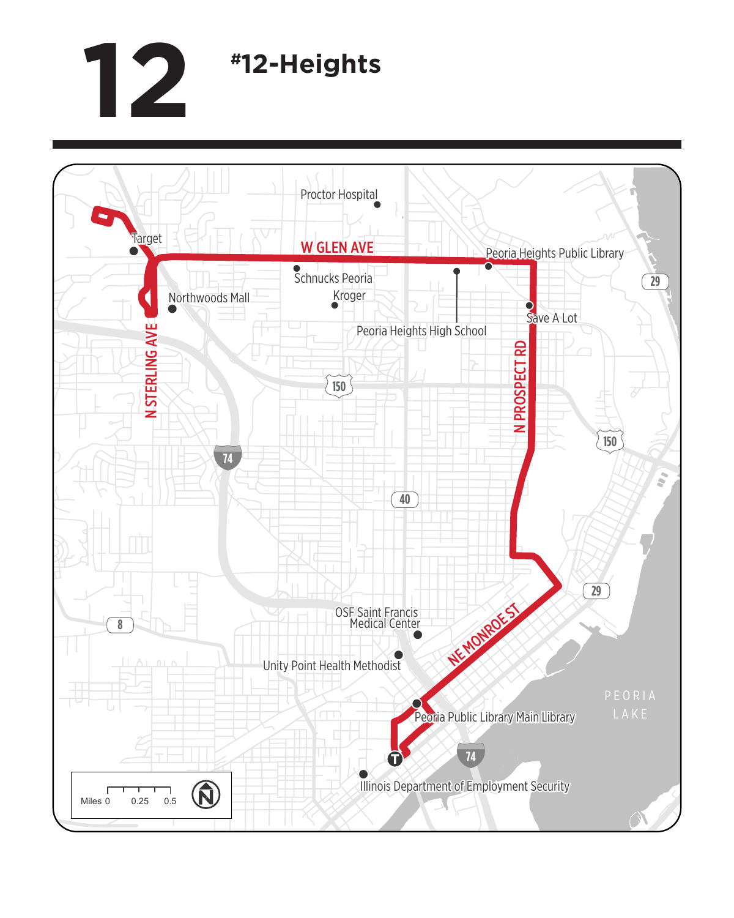# 12

## #12-Heights

Proctor Hospital

Target

W GLEN AVE

Peoria Heights Public Library

Schnucks Peoria

Kroger

Northwoods Mall

Save A Lot

Peoria Heights High School

N STERLING AVE

N PROSPECT RD

150

74

40

29

8

OSF Saint Francis Medical Center

Unity Point Health Methodist

NE MONROE ST

Peoria Public Library Main Library

Illinois Department of Employment Security

PEORIA LAKE

Miles 0 0.25 0.5

N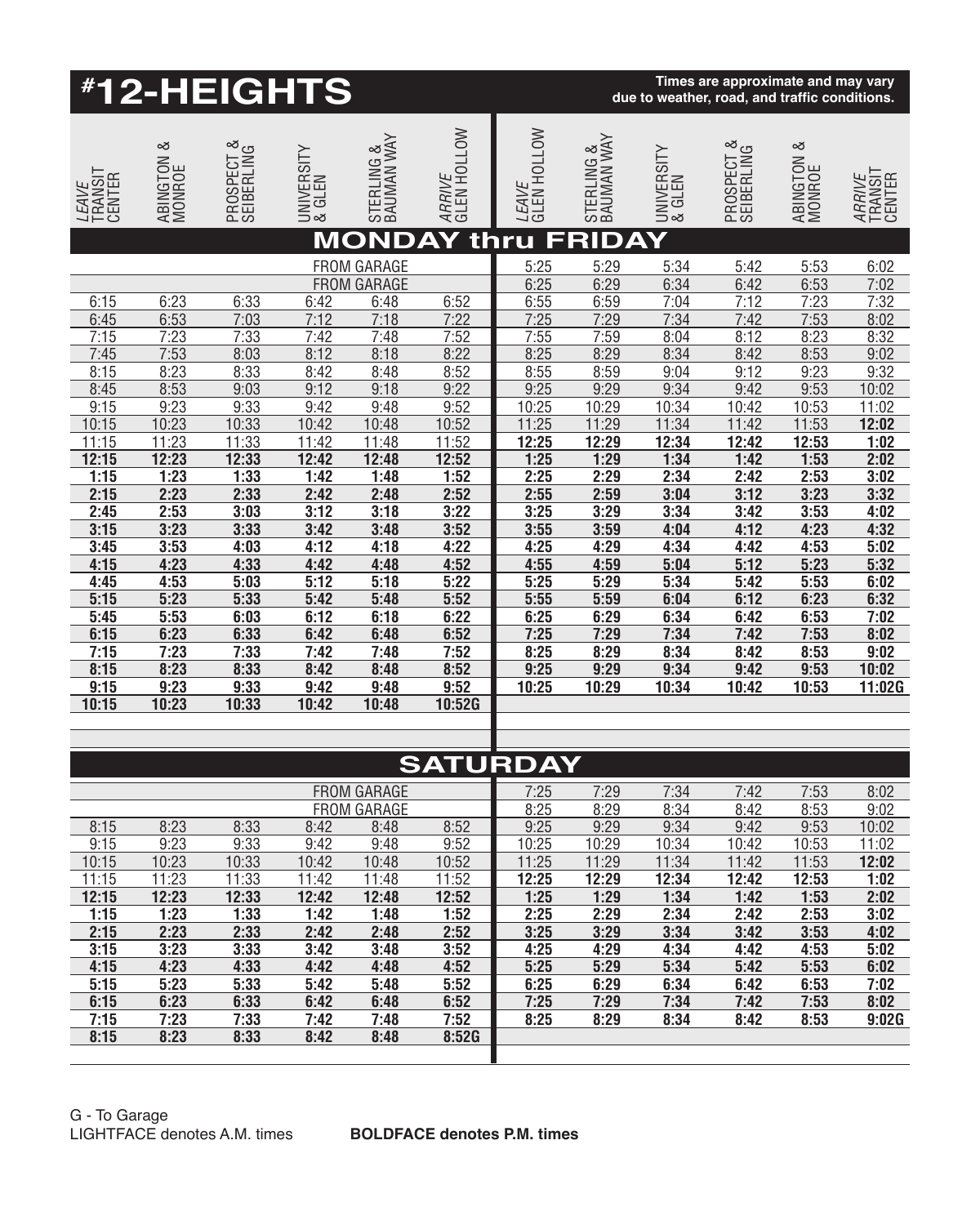# #12-HEIGHTS

**Times are approximate and may vary due to weather, road, and traffic conditions.**

## MONDAY thru FRIDAY

| *LEAVE* TRANSIT CENTER | ABINGTON & MONROE | PROSPECT & SEIBERLING | UNIVERSITY & GLEN | STERLING & BAUMAN WAY | *ARRIVE* GLEN HOLLOW | *LEAVE* GLEN HOLLOW | STERLING & BAUMAN WAY | UNIVERSITY & GLEN | PROSPECT & SEIBERLING | ABINGTON & MONROE | *ARRIVE* TRANSIT CENTER |
|---|---|---|---|---|---|---|---|---|---|---|---|
| | | | | FROM GARAGE | | 5:25 | 5:29 | 5:34 | 5:42 | 5:53 | 6:02 |
| | | | | FROM GARAGE | | 6:25 | 6:29 | 6:34 | 6:42 | 6:53 | 7:02 |
| 6:15 | 6:23 | 6:33 | 6:42 | 6:48 | 6:52 | 6:55 | 6:59 | 7:04 | 7:12 | 7:23 | 7:32 |
| 6:45 | 6:53 | 7:03 | 7:12 | 7:18 | 7:22 | 7:25 | 7:29 | 7:34 | 7:42 | 7:53 | 8:02 |
| 7:15 | 7:23 | 7:33 | 7:42 | 7:48 | 7:52 | 7:55 | 7:59 | 8:04 | 8:12 | 8:23 | 8:32 |
| 7:45 | 7:53 | 8:03 | 8:12 | 8:18 | 8:22 | 8:25 | 8:29 | 8:34 | 8:42 | 8:53 | 9:02 |
| 8:15 | 8:23 | 8:33 | 8:42 | 8:48 | 8:52 | 8:55 | 8:59 | 9:04 | 9:12 | 9:23 | 9:32 |
| 8:45 | 8:53 | 9:03 | 9:12 | 9:18 | 9:22 | 9:25 | 9:29 | 9:34 | 9:42 | 9:53 | 10:02 |
| 9:15 | 9:23 | 9:33 | 9:42 | 9:48 | 9:52 | 10:25 | 10:29 | 10:34 | 10:42 | 10:53 | 11:02 |
| 10:15 | 10:23 | 10:33 | 10:42 | 10:48 | 10:52 | 11:25 | 11:29 | 11:34 | 11:42 | 11:53 | **12:02** |
| 11:15 | 11:23 | 11:33 | 11:42 | 11:48 | 11:52 | **12:25** | **12:29** | **12:34** | **12:42** | **12:53** | **1:02** |
| **12:15** | **12:23** | **12:33** | **12:42** | **12:48** | **12:52** | **1:25** | **1:29** | **1:34** | **1:42** | **1:53** | **2:02** |
| **1:15** | **1:23** | **1:33** | **1:42** | **1:48** | **1:52** | **2:25** | **2:29** | **2:34** | **2:42** | **2:53** | **3:02** |
| **2:15** | **2:23** | **2:33** | **2:42** | **2:48** | **2:52** | **2:55** | **2:59** | **3:04** | **3:12** | **3:23** | **3:32** |
| **2:45** | **2:53** | **3:03** | **3:12** | **3:18** | **3:22** | **3:25** | **3:29** | **3:34** | **3:42** | **3:53** | **4:02** |
| **3:15** | **3:23** | **3:33** | **3:42** | **3:48** | **3:52** | **3:55** | **3:59** | **4:04** | **4:12** | **4:23** | **4:32** |
| **3:45** | **3:53** | **4:03** | **4:12** | **4:18** | **4:22** | **4:25** | **4:29** | **4:34** | **4:42** | **4:53** | **5:02** |
| **4:15** | **4:23** | **4:33** | **4:42** | **4:48** | **4:52** | **4:55** | **4:59** | **5:04** | **5:12** | **5:23** | **5:32** |
| **4:45** | **4:53** | **5:03** | **5:12** | **5:18** | **5:22** | **5:25** | **5:29** | **5:34** | **5:42** | **5:53** | **6:02** |
| **5:15** | **5:23** | **5:33** | **5:42** | **5:48** | **5:52** | **5:55** | **5:59** | **6:04** | **6:12** | **6:23** | **6:32** |
| **5:45** | **5:53** | **6:03** | **6:12** | **6:18** | **6:22** | **6:25** | **6:29** | **6:34** | **6:42** | **6:53** | **7:02** |
| **6:15** | **6:23** | **6:33** | **6:42** | **6:48** | **6:52** | **7:25** | **7:29** | **7:34** | **7:42** | **7:53** | **8:02** |
| **7:15** | **7:23** | **7:33** | **7:42** | **7:48** | **7:52** | **8:25** | **8:29** | **8:34** | **8:42** | **8:53** | **9:02** |
| **8:15** | **8:23** | **8:33** | **8:42** | **8:48** | **8:52** | **9:25** | **9:29** | **9:34** | **9:42** | **9:53** | **10:02** |
| **9:15** | **9:23** | **9:33** | **9:42** | **9:48** | **9:52** | **10:25** | **10:29** | **10:34** | **10:42** | **10:53** | **11:02G** |
| **10:15** | **10:23** | **10:33** | **10:42** | **10:48** | **10:52G** | | | | | | |

## SATURDAY

| *LEAVE* TRANSIT CENTER | ABINGTON & MONROE | PROSPECT & SEIBERLING | UNIVERSITY & GLEN | STERLING & BAUMAN WAY | *ARRIVE* GLEN HOLLOW | *LEAVE* GLEN HOLLOW | STERLING & BAUMAN WAY | UNIVERSITY & GLEN | PROSPECT & SEIBERLING | ABINGTON & MONROE | *ARRIVE* TRANSIT CENTER |
|---|---|---|---|---|---|---|---|---|---|---|---|
| | | | | FROM GARAGE | | 7:25 | 7:29 | 7:34 | 7:42 | 7:53 | 8:02 |
| | | | | FROM GARAGE | | 8:25 | 8:29 | 8:34 | 8:42 | 8:53 | 9:02 |
| 8:15 | 8:23 | 8:33 | 8:42 | 8:48 | 8:52 | 9:25 | 9:29 | 9:34 | 9:42 | 9:53 | 10:02 |
| 9:15 | 9:23 | 9:33 | 9:42 | 9:48 | 9:52 | 10:25 | 10:29 | 10:34 | 10:42 | 10:53 | 11:02 |
| 10:15 | 10:23 | 10:33 | 10:42 | 10:48 | 10:52 | 11:25 | 11:29 | 11:34 | 11:42 | 11:53 | **12:02** |
| 11:15 | 11:23 | 11:33 | 11:42 | 11:48 | 11:52 | **12:25** | **12:29** | **12:34** | **12:42** | **12:53** | **1:02** |
| **12:15** | **12:23** | **12:33** | **12:42** | **12:48** | **12:52** | **1:25** | **1:29** | **1:34** | **1:42** | **1:53** | **2:02** |
| **1:15** | **1:23** | **1:33** | **1:42** | **1:48** | **1:52** | **2:25** | **2:29** | **2:34** | **2:42** | **2:53** | **3:02** |
| **2:15** | **2:23** | **2:33** | **2:42** | **2:48** | **2:52** | **3:25** | **3:29** | **3:34** | **3:42** | **3:53** | **4:02** |
| **3:15** | **3:23** | **3:33** | **3:42** | **3:48** | **3:52** | **4:25** | **4:29** | **4:34** | **4:42** | **4:53** | **5:02** |
| **4:15** | **4:23** | **4:33** | **4:42** | **4:48** | **4:52** | **5:25** | **5:29** | **5:34** | **5:42** | **5:53** | **6:02** |
| **5:15** | **5:23** | **5:33** | **5:42** | **5:48** | **5:52** | **6:25** | **6:29** | **6:34** | **6:42** | **6:53** | **7:02** |
| **6:15** | **6:23** | **6:33** | **6:42** | **6:48** | **6:52** | **7:25** | **7:29** | **7:34** | **7:42** | **7:53** | **8:02** |
| **7:15** | **7:23** | **7:33** | **7:42** | **7:48** | **7:52** | **8:25** | **8:29** | **8:34** | **8:42** | **8:53** | **9:02G** |
| **8:15** | **8:23** | **8:33** | **8:42** | **8:48** | **8:52G** | | | | | | |

G - To Garage
LIGHTFACE denotes A.M. times

**BOLDFACE denotes P.M. times**